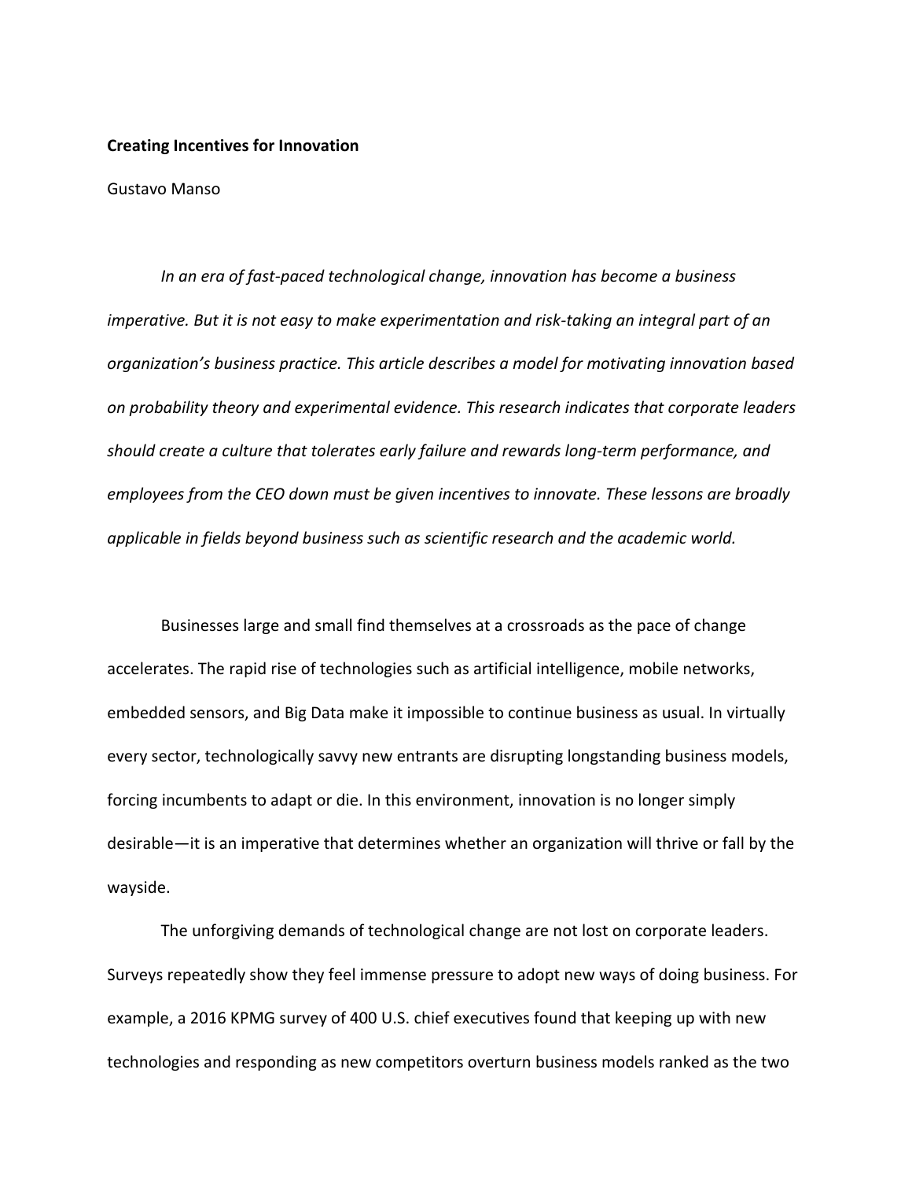# Creating Incentives for Innovation

Gustavo Manso

*In an era of fast-paced technological change, innovation has become a business imperative. But it is not easy to make experimentation and risk-taking an integral part of an organization's business practice. This article describes a model for motivating innovation based on probability theory and experimental evidence. This research indicates that corporate leaders should create a culture that tolerates early failure and rewards long-term performance, and employees from the CEO down must be given incentives to innovate. These lessons are broadly applicable in fields beyond business such as scientific research and the academic world.*

Businesses large and small find themselves at a crossroads as the pace of change accelerates. The rapid rise of technologies such as artificial intelligence, mobile networks, embedded sensors, and Big Data make it impossible to continue business as usual. In virtually every sector, technologically savvy new entrants are disrupting longstanding business models, forcing incumbents to adapt or die. In this environment, innovation is no longer simply desirable—it is an imperative that determines whether an organization will thrive or fall by the wayside.

The unforgiving demands of technological change are not lost on corporate leaders. Surveys repeatedly show they feel immense pressure to adopt new ways of doing business. For example, a 2016 KPMG survey of 400 U.S. chief executives found that keeping up with new technologies and responding as new competitors overturn business models ranked as the two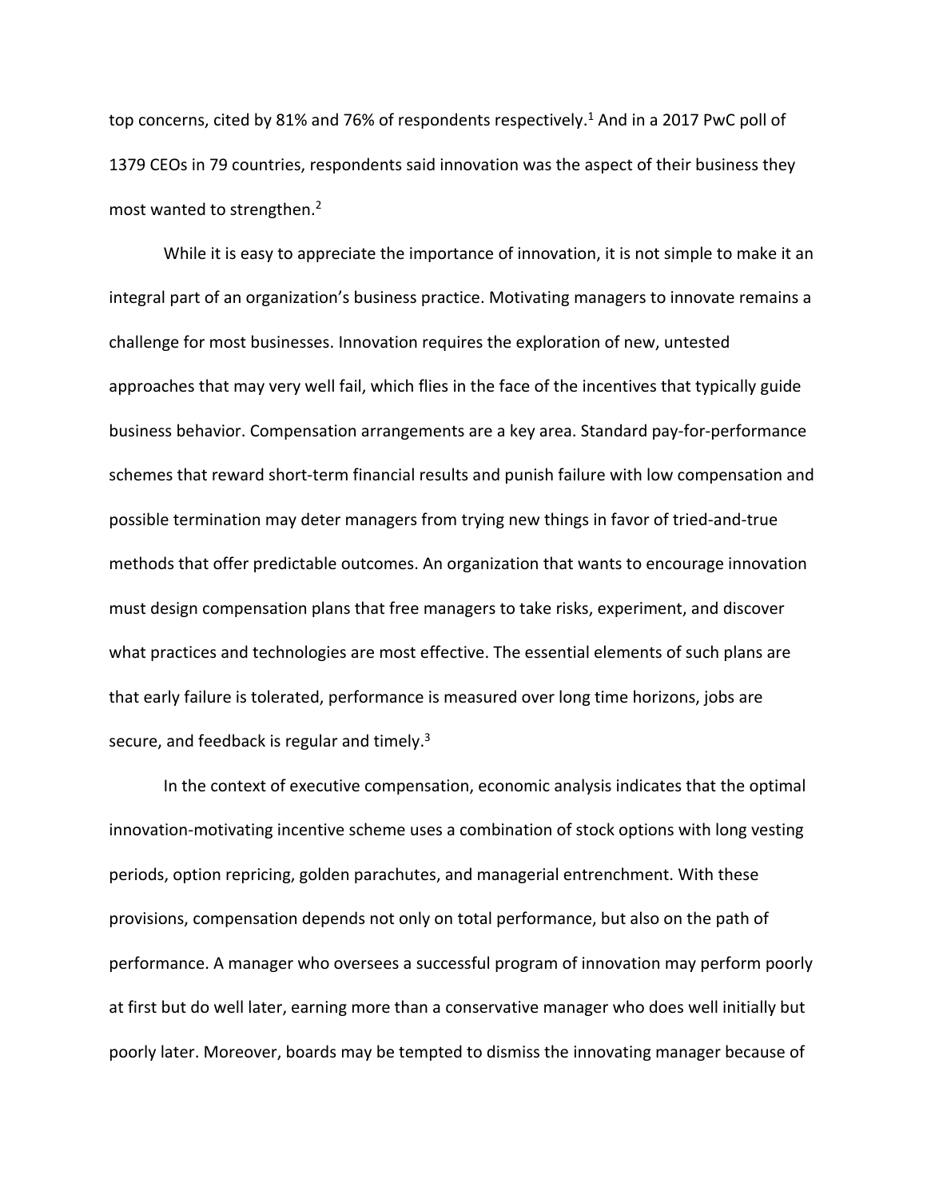top concerns, cited by 81% and 76% of respondents respectively.[1] And in a 2017 PwC poll of 1379 CEOs in 79 countries, respondents said innovation was the aspect of their business they most wanted to strengthen.[2]

While it is easy to appreciate the importance of innovation, it is not simple to make it an integral part of an organization's business practice. Motivating managers to innovate remains a challenge for most businesses. Innovation requires the exploration of new, untested approaches that may very well fail, which flies in the face of the incentives that typically guide business behavior. Compensation arrangements are a key area. Standard pay-for-performance schemes that reward short-term financial results and punish failure with low compensation and possible termination may deter managers from trying new things in favor of tried-and-true methods that offer predictable outcomes. An organization that wants to encourage innovation must design compensation plans that free managers to take risks, experiment, and discover what practices and technologies are most effective. The essential elements of such plans are that early failure is tolerated, performance is measured over long time horizons, jobs are secure, and feedback is regular and timely.[3]

In the context of executive compensation, economic analysis indicates that the optimal innovation-motivating incentive scheme uses a combination of stock options with long vesting periods, option repricing, golden parachutes, and managerial entrenchment. With these provisions, compensation depends not only on total performance, but also on the path of performance. A manager who oversees a successful program of innovation may perform poorly at first but do well later, earning more than a conservative manager who does well initially but poorly later. Moreover, boards may be tempted to dismiss the innovating manager because of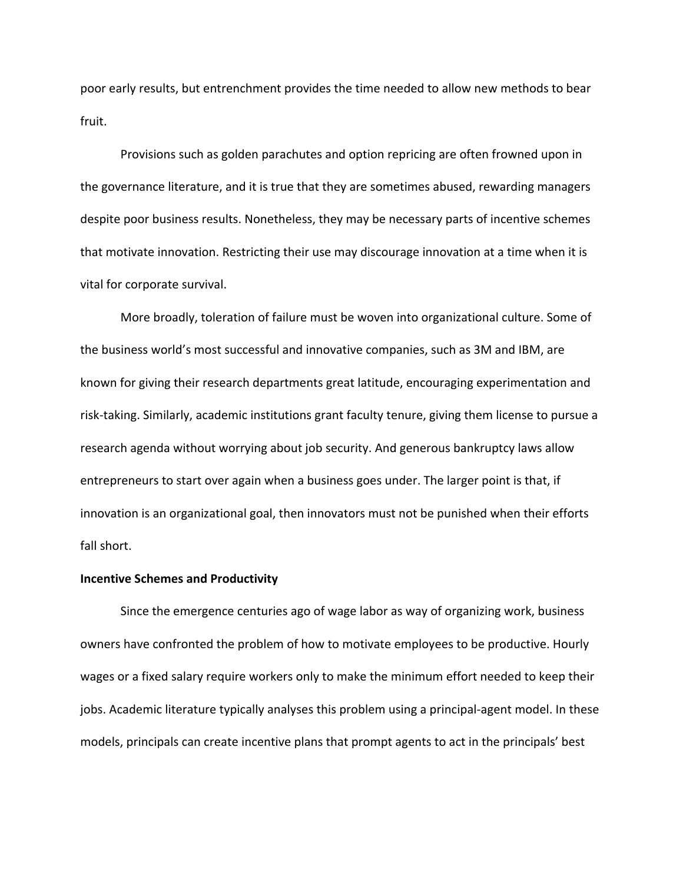poor early results, but entrenchment provides the time needed to allow new methods to bear fruit.

Provisions such as golden parachutes and option repricing are often frowned upon in the governance literature, and it is true that they are sometimes abused, rewarding managers despite poor business results. Nonetheless, they may be necessary parts of incentive schemes that motivate innovation. Restricting their use may discourage innovation at a time when it is vital for corporate survival.

More broadly, toleration of failure must be woven into organizational culture. Some of the business world's most successful and innovative companies, such as 3M and IBM, are known for giving their research departments great latitude, encouraging experimentation and risk-taking. Similarly, academic institutions grant faculty tenure, giving them license to pursue a research agenda without worrying about job security. And generous bankruptcy laws allow entrepreneurs to start over again when a business goes under. The larger point is that, if innovation is an organizational goal, then innovators must not be punished when their efforts fall short.

**Incentive Schemes and Productivity**

Since the emergence centuries ago of wage labor as way of organizing work, business owners have confronted the problem of how to motivate employees to be productive. Hourly wages or a fixed salary require workers only to make the minimum effort needed to keep their jobs. Academic literature typically analyses this problem using a principal-agent model. In these models, principals can create incentive plans that prompt agents to act in the principals' best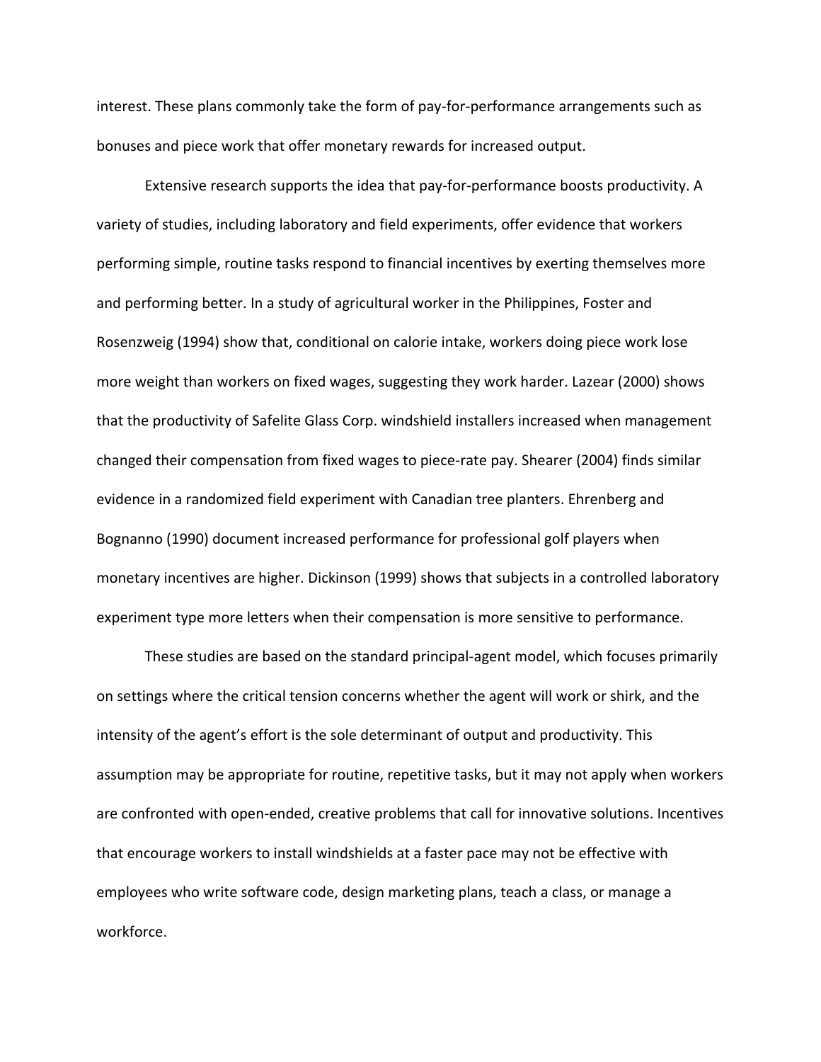interest. These plans commonly take the form of pay-for-performance arrangements such as bonuses and piece work that offer monetary rewards for increased output.

Extensive research supports the idea that pay-for-performance boosts productivity. A variety of studies, including laboratory and field experiments, offer evidence that workers performing simple, routine tasks respond to financial incentives by exerting themselves more and performing better. In a study of agricultural worker in the Philippines, Foster and Rosenzweig (1994) show that, conditional on calorie intake, workers doing piece work lose more weight than workers on fixed wages, suggesting they work harder. Lazear (2000) shows that the productivity of Safelite Glass Corp. windshield installers increased when management changed their compensation from fixed wages to piece-rate pay. Shearer (2004) finds similar evidence in a randomized field experiment with Canadian tree planters. Ehrenberg and Bognanno (1990) document increased performance for professional golf players when monetary incentives are higher. Dickinson (1999) shows that subjects in a controlled laboratory experiment type more letters when their compensation is more sensitive to performance.

These studies are based on the standard principal-agent model, which focuses primarily on settings where the critical tension concerns whether the agent will work or shirk, and the intensity of the agent's effort is the sole determinant of output and productivity. This assumption may be appropriate for routine, repetitive tasks, but it may not apply when workers are confronted with open-ended, creative problems that call for innovative solutions. Incentives that encourage workers to install windshields at a faster pace may not be effective with employees who write software code, design marketing plans, teach a class, or manage a workforce.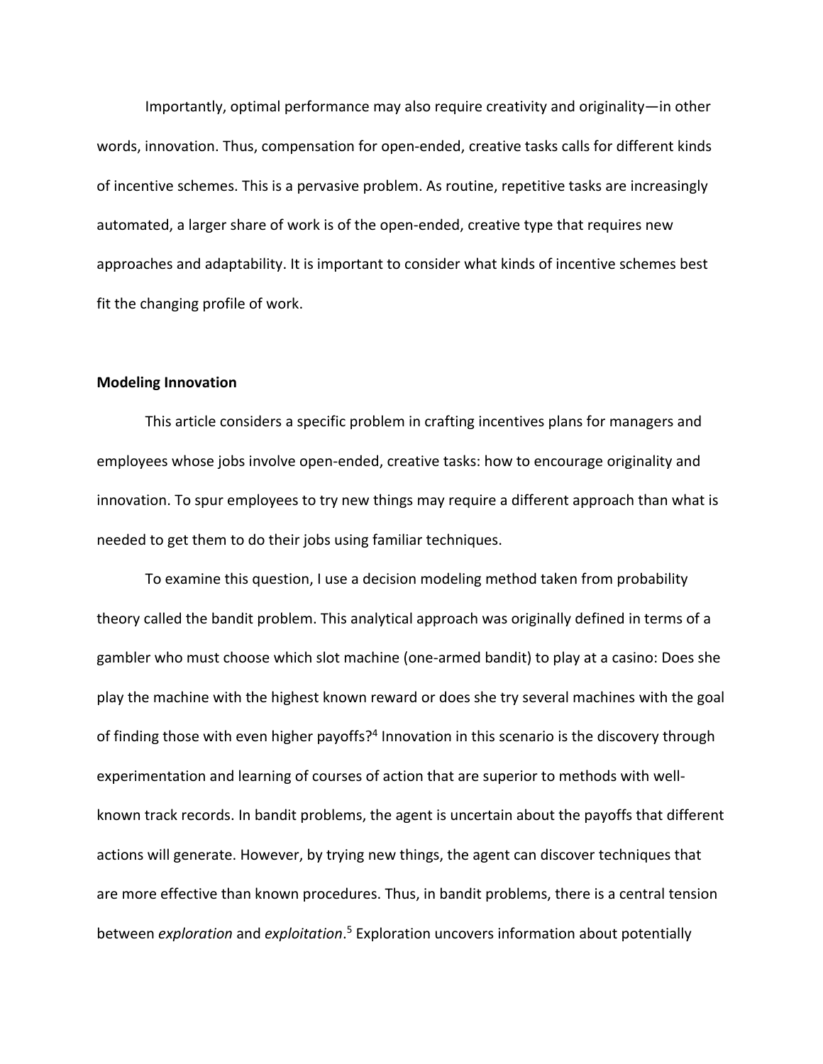Importantly, optimal performance may also require creativity and originality—in other words, innovation. Thus, compensation for open-ended, creative tasks calls for different kinds of incentive schemes. This is a pervasive problem. As routine, repetitive tasks are increasingly automated, a larger share of work is of the open-ended, creative type that requires new approaches and adaptability. It is important to consider what kinds of incentive schemes best fit the changing profile of work.

**Modeling Innovation**

This article considers a specific problem in crafting incentives plans for managers and employees whose jobs involve open-ended, creative tasks: how to encourage originality and innovation. To spur employees to try new things may require a different approach than what is needed to get them to do their jobs using familiar techniques.

To examine this question, I use a decision modeling method taken from probability theory called the bandit problem. This analytical approach was originally defined in terms of a gambler who must choose which slot machine (one-armed bandit) to play at a casino: Does she play the machine with the highest known reward or does she try several machines with the goal of finding those with even higher payoffs?[4] Innovation in this scenario is the discovery through experimentation and learning of courses of action that are superior to methods with well-known track records. In bandit problems, the agent is uncertain about the payoffs that different actions will generate. However, by trying new things, the agent can discover techniques that are more effective than known procedures. Thus, in bandit problems, there is a central tension between *exploration* and *exploitation*.[5] Exploration uncovers information about potentially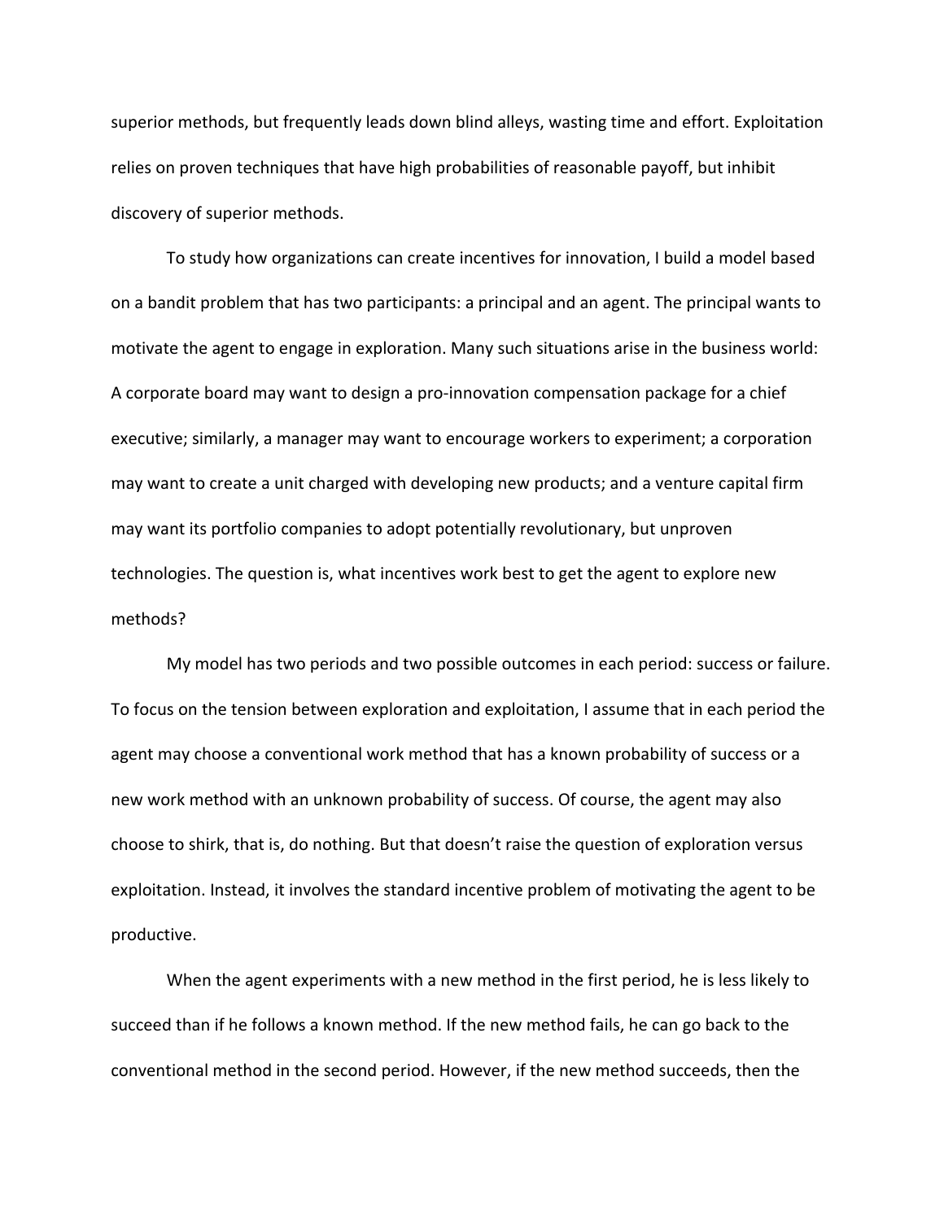superior methods, but frequently leads down blind alleys, wasting time and effort. Exploitation relies on proven techniques that have high probabilities of reasonable payoff, but inhibit discovery of superior methods.

To study how organizations can create incentives for innovation, I build a model based on a bandit problem that has two participants: a principal and an agent. The principal wants to motivate the agent to engage in exploration. Many such situations arise in the business world: A corporate board may want to design a pro-innovation compensation package for a chief executive; similarly, a manager may want to encourage workers to experiment; a corporation may want to create a unit charged with developing new products; and a venture capital firm may want its portfolio companies to adopt potentially revolutionary, but unproven technologies. The question is, what incentives work best to get the agent to explore new methods?

My model has two periods and two possible outcomes in each period: success or failure. To focus on the tension between exploration and exploitation, I assume that in each period the agent may choose a conventional work method that has a known probability of success or a new work method with an unknown probability of success. Of course, the agent may also choose to shirk, that is, do nothing. But that doesn't raise the question of exploration versus exploitation. Instead, it involves the standard incentive problem of motivating the agent to be productive.

When the agent experiments with a new method in the first period, he is less likely to succeed than if he follows a known method. If the new method fails, he can go back to the conventional method in the second period. However, if the new method succeeds, then the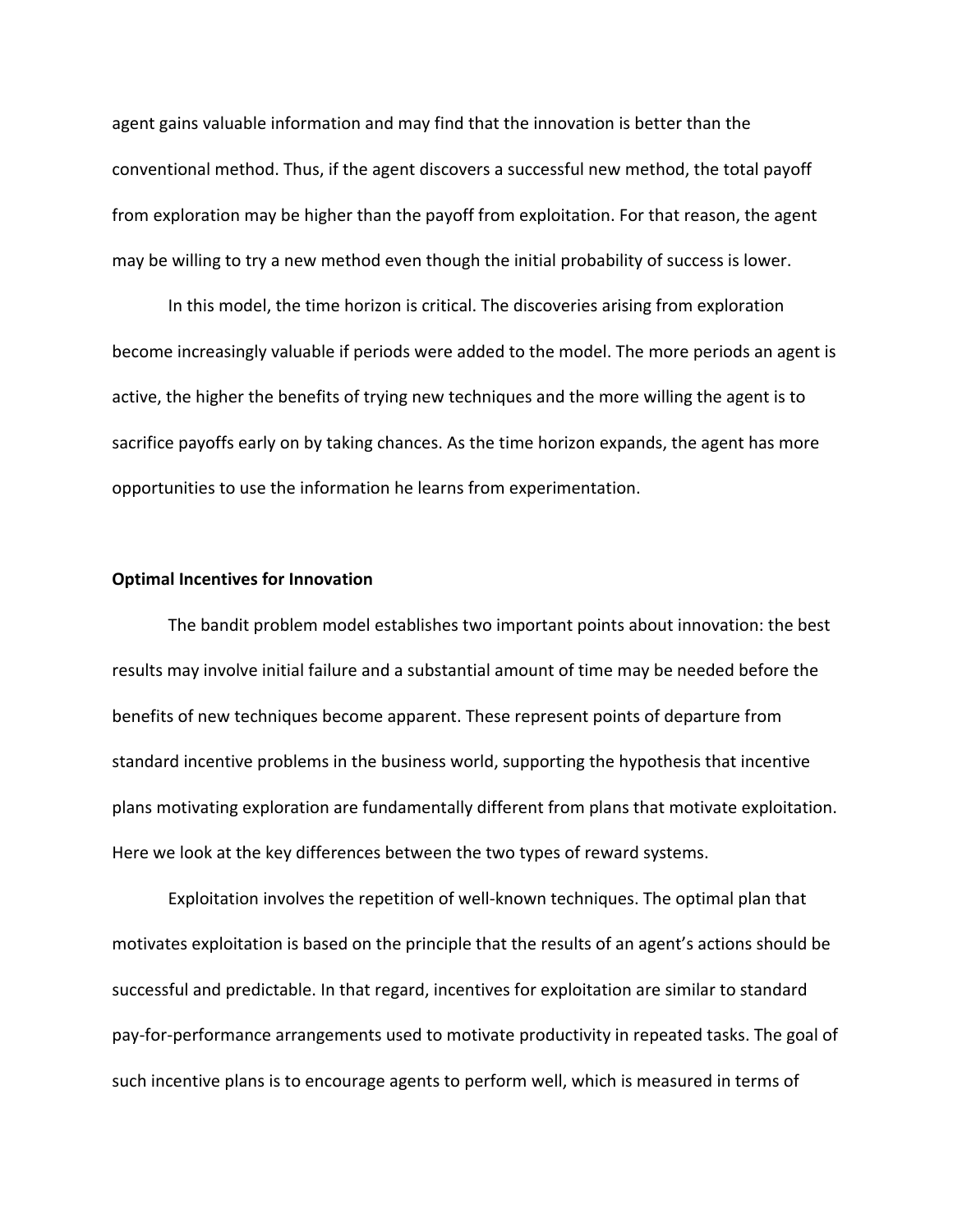agent gains valuable information and may find that the innovation is better than the conventional method. Thus, if the agent discovers a successful new method, the total payoff from exploration may be higher than the payoff from exploitation. For that reason, the agent may be willing to try a new method even though the initial probability of success is lower.

In this model, the time horizon is critical. The discoveries arising from exploration become increasingly valuable if periods were added to the model. The more periods an agent is active, the higher the benefits of trying new techniques and the more willing the agent is to sacrifice payoffs early on by taking chances. As the time horizon expands, the agent has more opportunities to use the information he learns from experimentation.

**Optimal Incentives for Innovation**

The bandit problem model establishes two important points about innovation: the best results may involve initial failure and a substantial amount of time may be needed before the benefits of new techniques become apparent. These represent points of departure from standard incentive problems in the business world, supporting the hypothesis that incentive plans motivating exploration are fundamentally different from plans that motivate exploitation. Here we look at the key differences between the two types of reward systems.

Exploitation involves the repetition of well-known techniques. The optimal plan that motivates exploitation is based on the principle that the results of an agent's actions should be successful and predictable. In that regard, incentives for exploitation are similar to standard pay-for-performance arrangements used to motivate productivity in repeated tasks. The goal of such incentive plans is to encourage agents to perform well, which is measured in terms of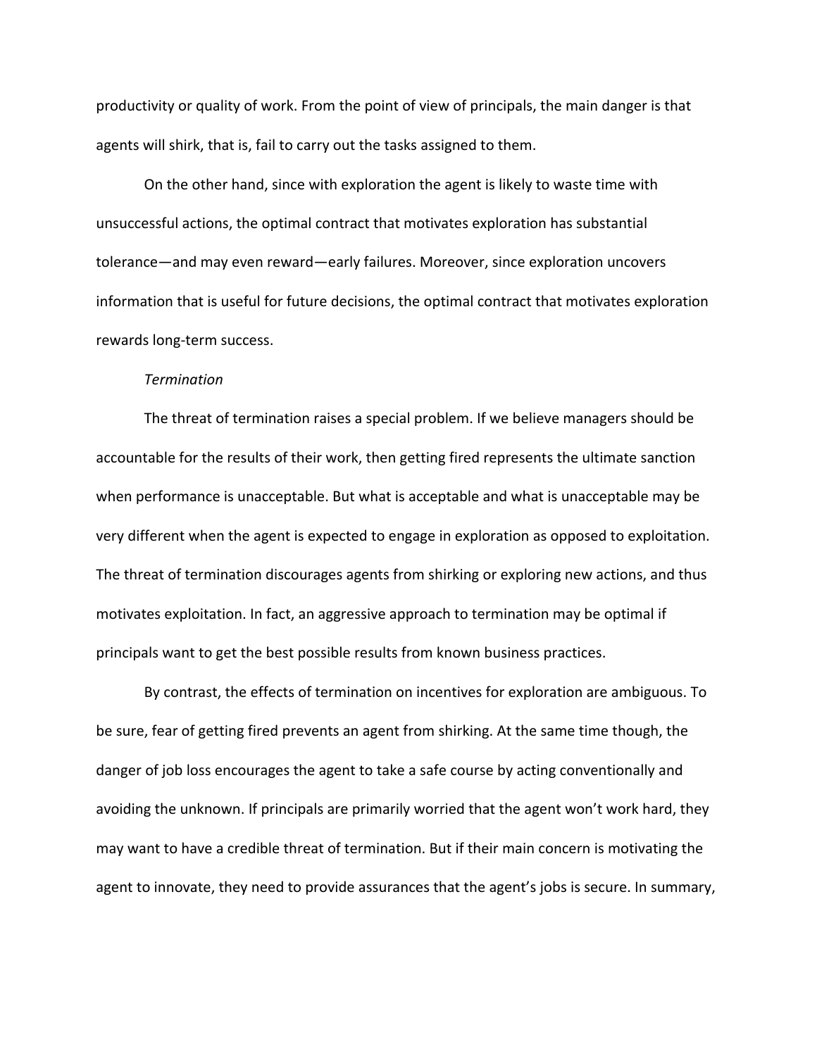productivity or quality of work. From the point of view of principals, the main danger is that agents will shirk, that is, fail to carry out the tasks assigned to them.

On the other hand, since with exploration the agent is likely to waste time with unsuccessful actions, the optimal contract that motivates exploration has substantial tolerance—and may even reward—early failures. Moreover, since exploration uncovers information that is useful for future decisions, the optimal contract that motivates exploration rewards long-term success.

*Termination*

The threat of termination raises a special problem. If we believe managers should be accountable for the results of their work, then getting fired represents the ultimate sanction when performance is unacceptable. But what is acceptable and what is unacceptable may be very different when the agent is expected to engage in exploration as opposed to exploitation. The threat of termination discourages agents from shirking or exploring new actions, and thus motivates exploitation. In fact, an aggressive approach to termination may be optimal if principals want to get the best possible results from known business practices.

By contrast, the effects of termination on incentives for exploration are ambiguous. To be sure, fear of getting fired prevents an agent from shirking. At the same time though, the danger of job loss encourages the agent to take a safe course by acting conventionally and avoiding the unknown. If principals are primarily worried that the agent won't work hard, they may want to have a credible threat of termination. But if their main concern is motivating the agent to innovate, they need to provide assurances that the agent's jobs is secure. In summary,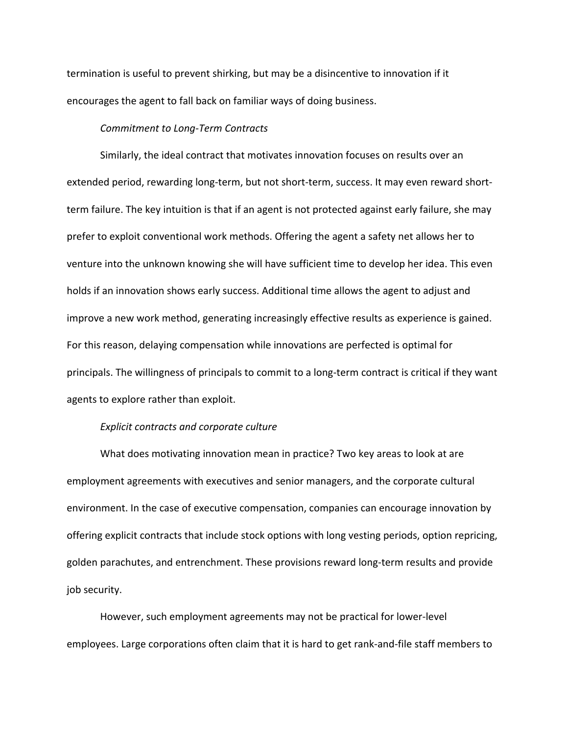termination is useful to prevent shirking, but may be a disincentive to innovation if it encourages the agent to fall back on familiar ways of doing business.

### *Commitment to Long-Term Contracts*

Similarly, the ideal contract that motivates innovation focuses on results over an extended period, rewarding long-term, but not short-term, success. It may even reward short-term failure. The key intuition is that if an agent is not protected against early failure, she may prefer to exploit conventional work methods. Offering the agent a safety net allows her to venture into the unknown knowing she will have sufficient time to develop her idea. This even holds if an innovation shows early success. Additional time allows the agent to adjust and improve a new work method, generating increasingly effective results as experience is gained. For this reason, delaying compensation while innovations are perfected is optimal for principals. The willingness of principals to commit to a long-term contract is critical if they want agents to explore rather than exploit.

### *Explicit contracts and corporate culture*

What does motivating innovation mean in practice? Two key areas to look at are employment agreements with executives and senior managers, and the corporate cultural environment. In the case of executive compensation, companies can encourage innovation by offering explicit contracts that include stock options with long vesting periods, option repricing, golden parachutes, and entrenchment. These provisions reward long-term results and provide job security.

However, such employment agreements may not be practical for lower-level employees. Large corporations often claim that it is hard to get rank-and-file staff members to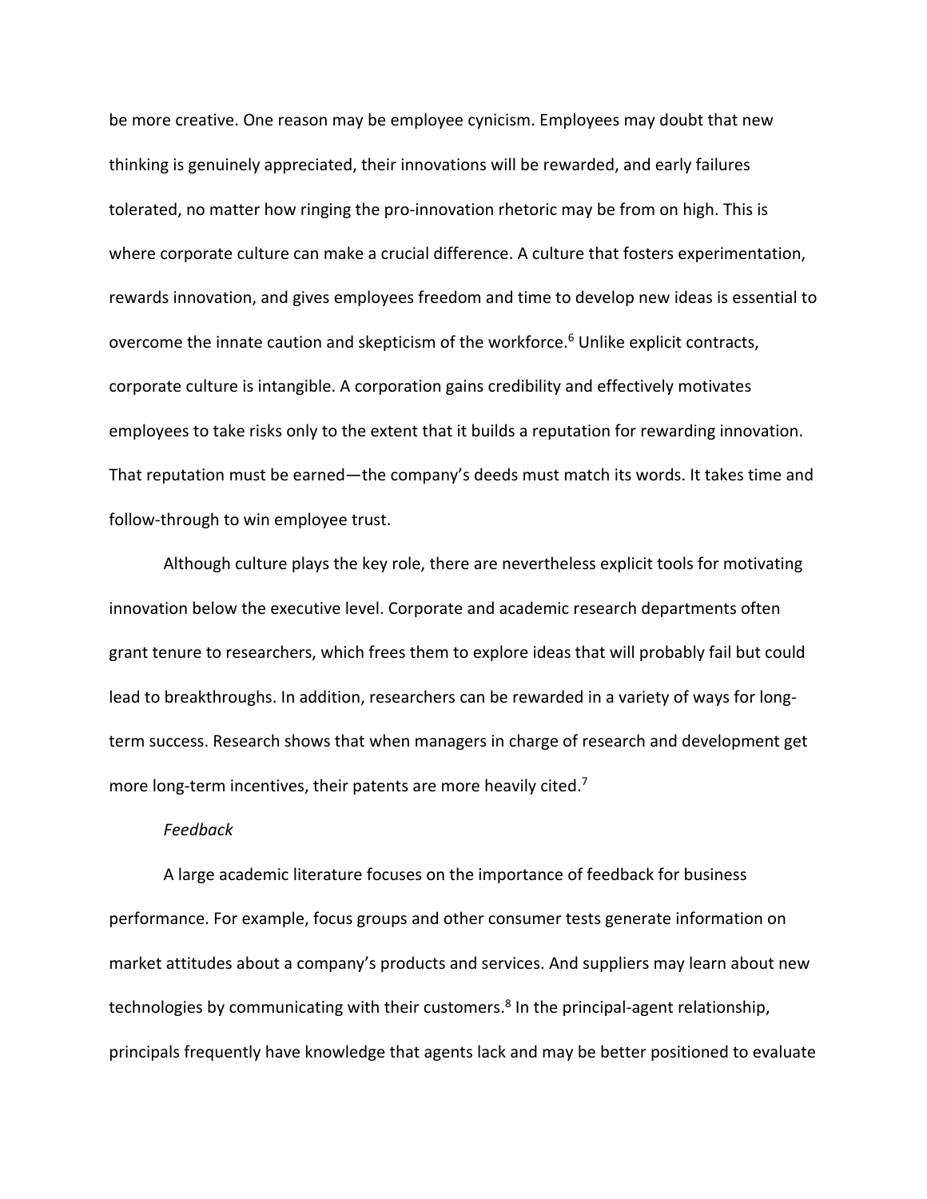be more creative. One reason may be employee cynicism. Employees may doubt that new thinking is genuinely appreciated, their innovations will be rewarded, and early failures tolerated, no matter how ringing the pro-innovation rhetoric may be from on high. This is where corporate culture can make a crucial difference. A culture that fosters experimentation, rewards innovation, and gives employees freedom and time to develop new ideas is essential to overcome the innate caution and skepticism of the workforce.[6] Unlike explicit contracts, corporate culture is intangible. A corporation gains credibility and effectively motivates employees to take risks only to the extent that it builds a reputation for rewarding innovation. That reputation must be earned—the company's deeds must match its words. It takes time and follow-through to win employee trust.

Although culture plays the key role, there are nevertheless explicit tools for motivating innovation below the executive level. Corporate and academic research departments often grant tenure to researchers, which frees them to explore ideas that will probably fail but could lead to breakthroughs. In addition, researchers can be rewarded in a variety of ways for long-term success. Research shows that when managers in charge of research and development get more long-term incentives, their patents are more heavily cited.[7]

*Feedback*

A large academic literature focuses on the importance of feedback for business performance. For example, focus groups and other consumer tests generate information on market attitudes about a company's products and services. And suppliers may learn about new technologies by communicating with their customers.[8] In the principal-agent relationship, principals frequently have knowledge that agents lack and may be better positioned to evaluate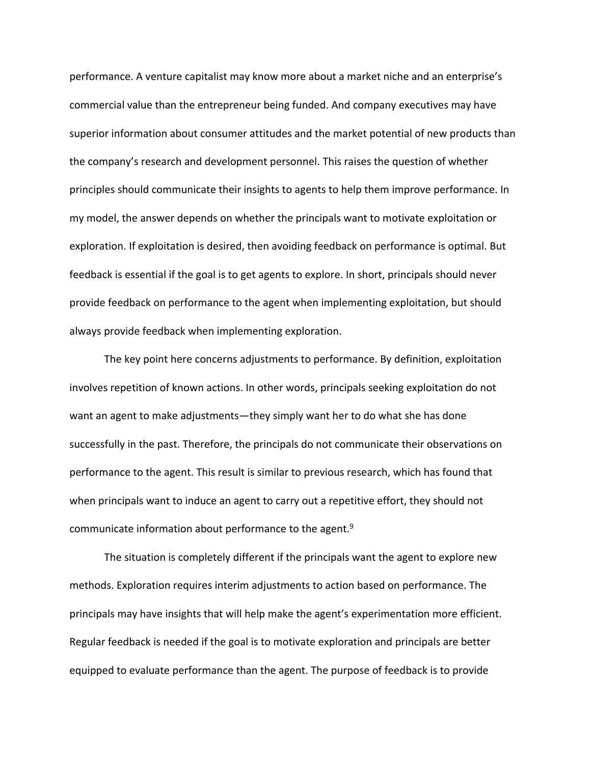performance. A venture capitalist may know more about a market niche and an enterprise's commercial value than the entrepreneur being funded. And company executives may have superior information about consumer attitudes and the market potential of new products than the company's research and development personnel. This raises the question of whether principles should communicate their insights to agents to help them improve performance. In my model, the answer depends on whether the principals want to motivate exploitation or exploration. If exploitation is desired, then avoiding feedback on performance is optimal. But feedback is essential if the goal is to get agents to explore. In short, principals should never provide feedback on performance to the agent when implementing exploitation, but should always provide feedback when implementing exploration.

The key point here concerns adjustments to performance. By definition, exploitation involves repetition of known actions. In other words, principals seeking exploitation do not want an agent to make adjustments—they simply want her to do what she has done successfully in the past. Therefore, the principals do not communicate their observations on performance to the agent. This result is similar to previous research, which has found that when principals want to induce an agent to carry out a repetitive effort, they should not communicate information about performance to the agent.[9]

The situation is completely different if the principals want the agent to explore new methods. Exploration requires interim adjustments to action based on performance. The principals may have insights that will help make the agent's experimentation more efficient. Regular feedback is needed if the goal is to motivate exploration and principals are better equipped to evaluate performance than the agent. The purpose of feedback is to provide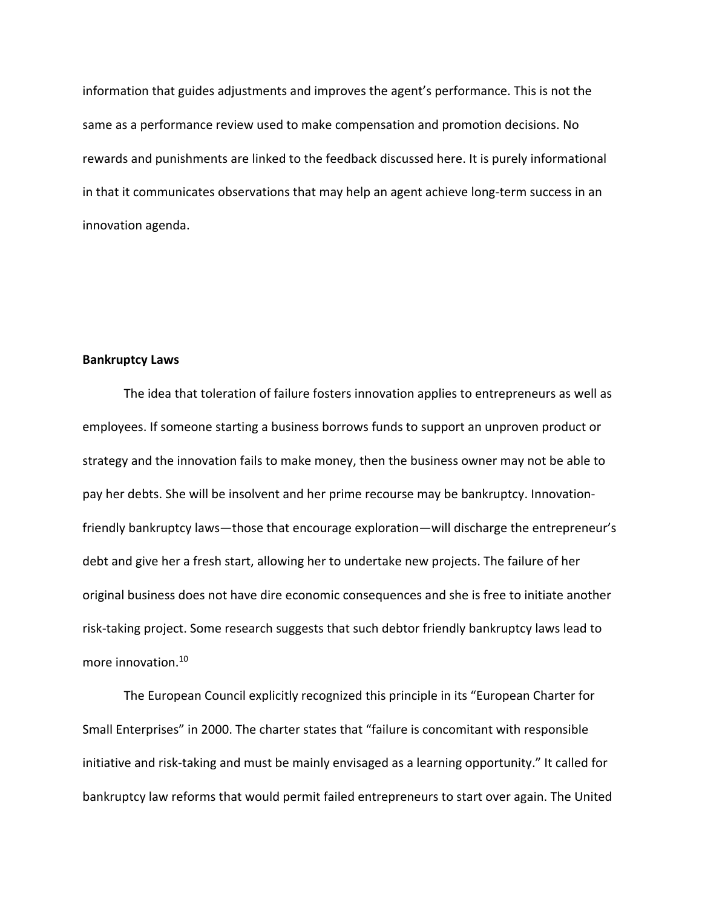information that guides adjustments and improves the agent's performance. This is not the same as a performance review used to make compensation and promotion decisions. No rewards and punishments are linked to the feedback discussed here. It is purely informational in that it communicates observations that may help an agent achieve long-term success in an innovation agenda.

**Bankruptcy Laws**

The idea that toleration of failure fosters innovation applies to entrepreneurs as well as employees. If someone starting a business borrows funds to support an unproven product or strategy and the innovation fails to make money, then the business owner may not be able to pay her debts. She will be insolvent and her prime recourse may be bankruptcy. Innovation-friendly bankruptcy laws—those that encourage exploration—will discharge the entrepreneur's debt and give her a fresh start, allowing her to undertake new projects. The failure of her original business does not have dire economic consequences and she is free to initiate another risk-taking project. Some research suggests that such debtor friendly bankruptcy laws lead to more innovation.[10]

The European Council explicitly recognized this principle in its "European Charter for Small Enterprises" in 2000. The charter states that "failure is concomitant with responsible initiative and risk-taking and must be mainly envisaged as a learning opportunity." It called for bankruptcy law reforms that would permit failed entrepreneurs to start over again. The United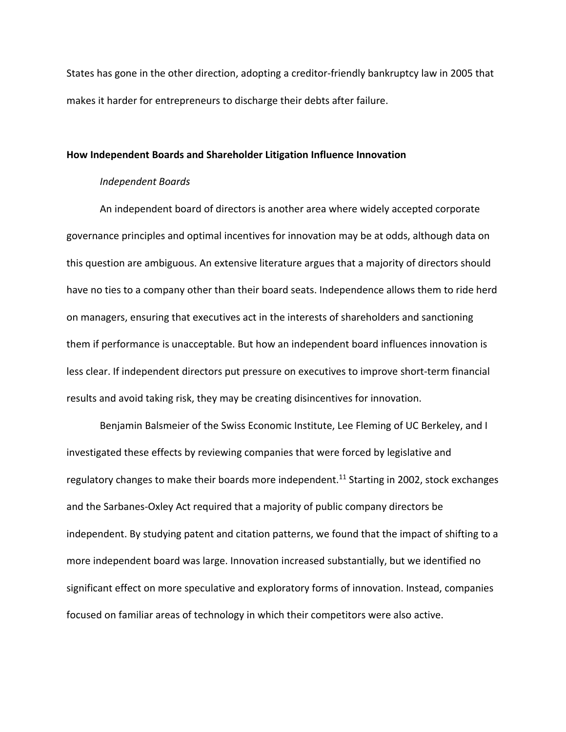States has gone in the other direction, adopting a creditor-friendly bankruptcy law in 2005 that makes it harder for entrepreneurs to discharge their debts after failure.

## How Independent Boards and Shareholder Litigation Influence Innovation

### *Independent Boards*

An independent board of directors is another area where widely accepted corporate governance principles and optimal incentives for innovation may be at odds, although data on this question are ambiguous. An extensive literature argues that a majority of directors should have no ties to a company other than their board seats. Independence allows them to ride herd on managers, ensuring that executives act in the interests of shareholders and sanctioning them if performance is unacceptable. But how an independent board influences innovation is less clear. If independent directors put pressure on executives to improve short-term financial results and avoid taking risk, they may be creating disincentives for innovation.

Benjamin Balsmeier of the Swiss Economic Institute, Lee Fleming of UC Berkeley, and I investigated these effects by reviewing companies that were forced by legislative and regulatory changes to make their boards more independent.[11] Starting in 2002, stock exchanges and the Sarbanes-Oxley Act required that a majority of public company directors be independent. By studying patent and citation patterns, we found that the impact of shifting to a more independent board was large. Innovation increased substantially, but we identified no significant effect on more speculative and exploratory forms of innovation. Instead, companies focused on familiar areas of technology in which their competitors were also active.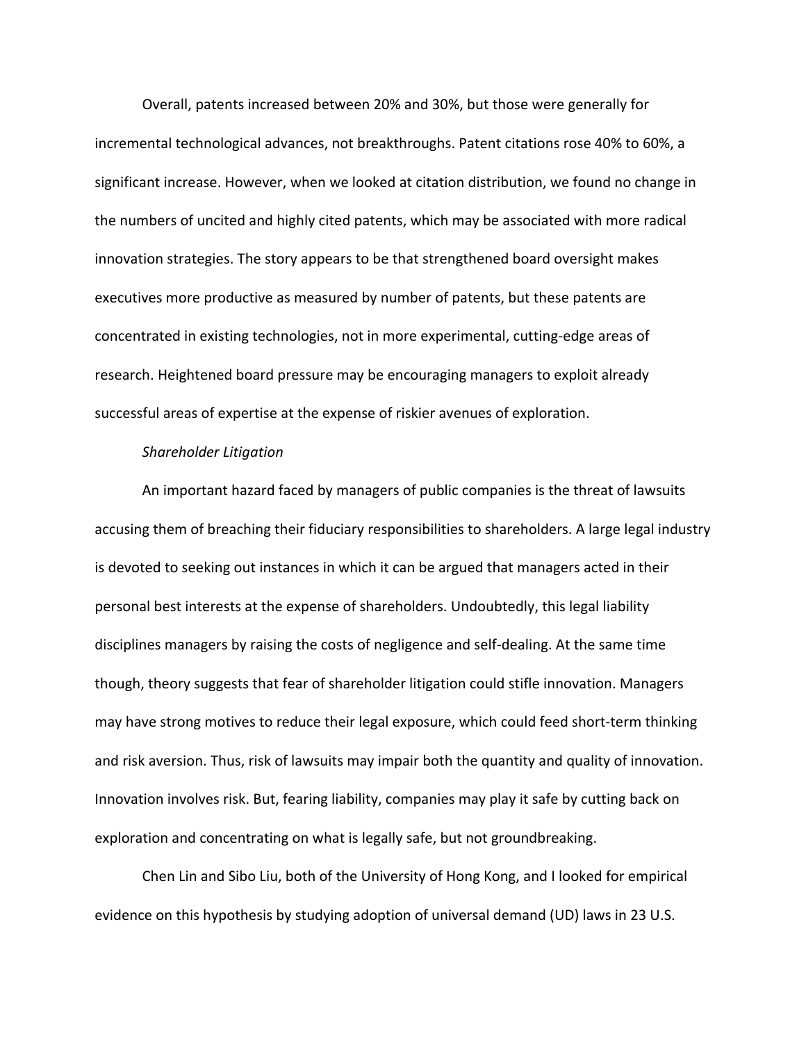Overall, patents increased between 20% and 30%, but those were generally for incremental technological advances, not breakthroughs. Patent citations rose 40% to 60%, a significant increase. However, when we looked at citation distribution, we found no change in the numbers of uncited and highly cited patents, which may be associated with more radical innovation strategies. The story appears to be that strengthened board oversight makes executives more productive as measured by number of patents, but these patents are concentrated in existing technologies, not in more experimental, cutting-edge areas of research. Heightened board pressure may be encouraging managers to exploit already successful areas of expertise at the expense of riskier avenues of exploration.

*Shareholder Litigation*

An important hazard faced by managers of public companies is the threat of lawsuits accusing them of breaching their fiduciary responsibilities to shareholders. A large legal industry is devoted to seeking out instances in which it can be argued that managers acted in their personal best interests at the expense of shareholders. Undoubtedly, this legal liability disciplines managers by raising the costs of negligence and self-dealing. At the same time though, theory suggests that fear of shareholder litigation could stifle innovation. Managers may have strong motives to reduce their legal exposure, which could feed short-term thinking and risk aversion. Thus, risk of lawsuits may impair both the quantity and quality of innovation. Innovation involves risk. But, fearing liability, companies may play it safe by cutting back on exploration and concentrating on what is legally safe, but not groundbreaking.

Chen Lin and Sibo Liu, both of the University of Hong Kong, and I looked for empirical evidence on this hypothesis by studying adoption of universal demand (UD) laws in 23 U.S.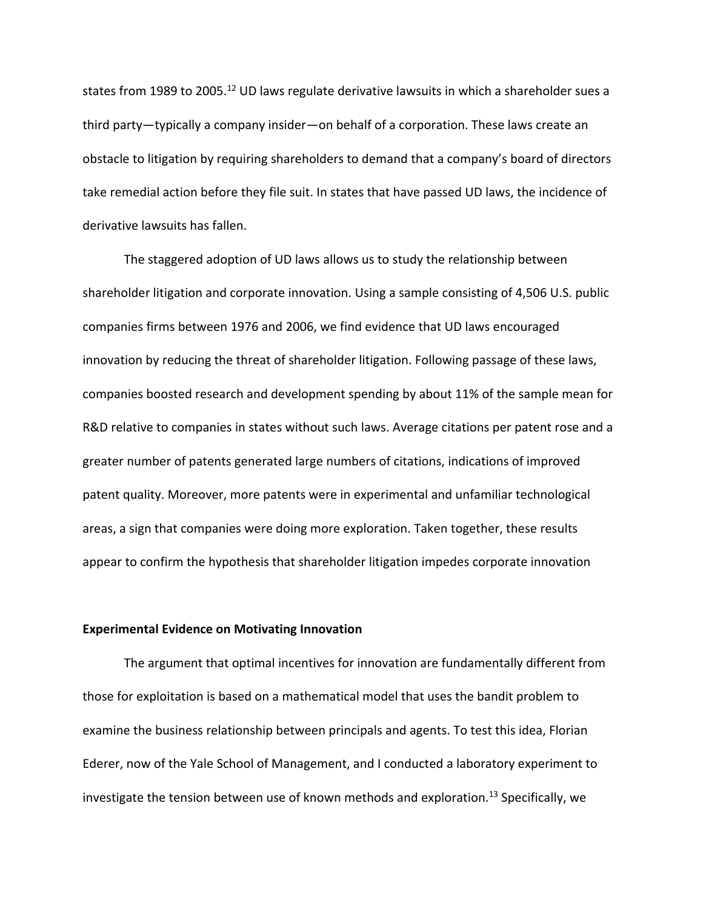states from 1989 to 2005.[12] UD laws regulate derivative lawsuits in which a shareholder sues a third party—typically a company insider—on behalf of a corporation. These laws create an obstacle to litigation by requiring shareholders to demand that a company's board of directors take remedial action before they file suit. In states that have passed UD laws, the incidence of derivative lawsuits has fallen.

The staggered adoption of UD laws allows us to study the relationship between shareholder litigation and corporate innovation. Using a sample consisting of 4,506 U.S. public companies firms between 1976 and 2006, we find evidence that UD laws encouraged innovation by reducing the threat of shareholder litigation. Following passage of these laws, companies boosted research and development spending by about 11% of the sample mean for R&D relative to companies in states without such laws. Average citations per patent rose and a greater number of patents generated large numbers of citations, indications of improved patent quality. Moreover, more patents were in experimental and unfamiliar technological areas, a sign that companies were doing more exploration. Taken together, these results appear to confirm the hypothesis that shareholder litigation impedes corporate innovation

**Experimental Evidence on Motivating Innovation**

The argument that optimal incentives for innovation are fundamentally different from those for exploitation is based on a mathematical model that uses the bandit problem to examine the business relationship between principals and agents. To test this idea, Florian Ederer, now of the Yale School of Management, and I conducted a laboratory experiment to investigate the tension between use of known methods and exploration.[13] Specifically, we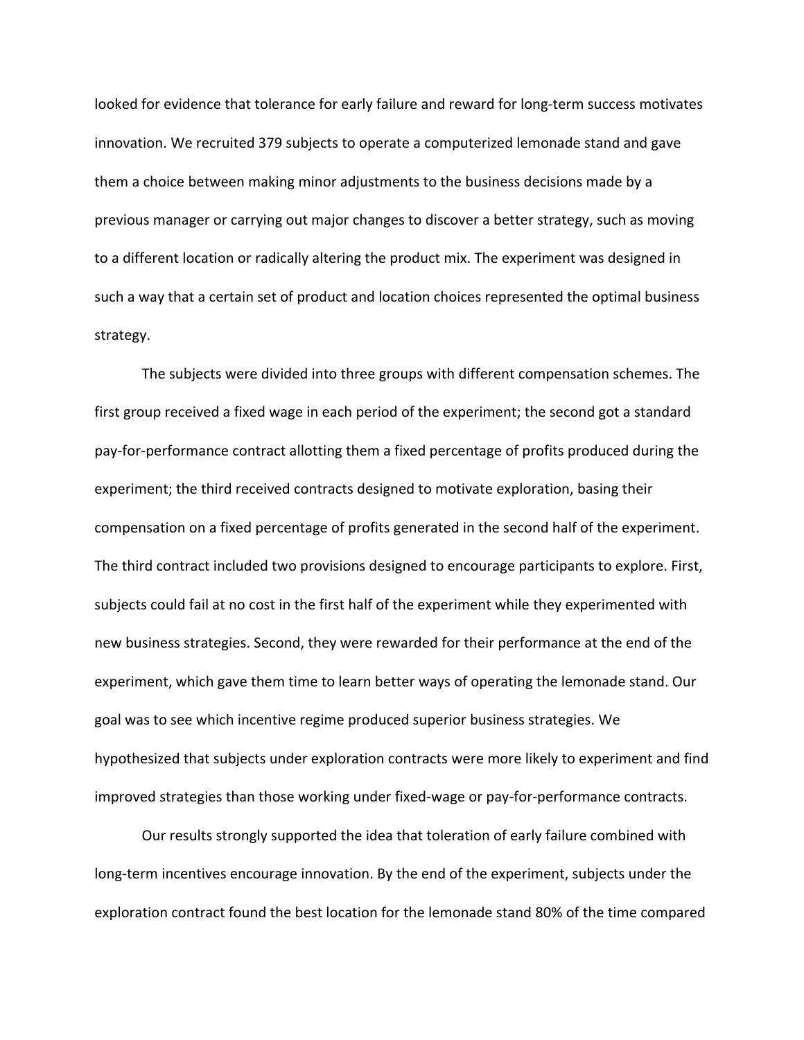looked for evidence that tolerance for early failure and reward for long-term success motivates innovation. We recruited 379 subjects to operate a computerized lemonade stand and gave them a choice between making minor adjustments to the business decisions made by a previous manager or carrying out major changes to discover a better strategy, such as moving to a different location or radically altering the product mix. The experiment was designed in such a way that a certain set of product and location choices represented the optimal business strategy.

The subjects were divided into three groups with different compensation schemes. The first group received a fixed wage in each period of the experiment; the second got a standard pay-for-performance contract allotting them a fixed percentage of profits produced during the experiment; the third received contracts designed to motivate exploration, basing their compensation on a fixed percentage of profits generated in the second half of the experiment. The third contract included two provisions designed to encourage participants to explore. First, subjects could fail at no cost in the first half of the experiment while they experimented with new business strategies. Second, they were rewarded for their performance at the end of the experiment, which gave them time to learn better ways of operating the lemonade stand. Our goal was to see which incentive regime produced superior business strategies. We hypothesized that subjects under exploration contracts were more likely to experiment and find improved strategies than those working under fixed-wage or pay-for-performance contracts.

Our results strongly supported the idea that toleration of early failure combined with long-term incentives encourage innovation. By the end of the experiment, subjects under the exploration contract found the best location for the lemonade stand 80% of the time compared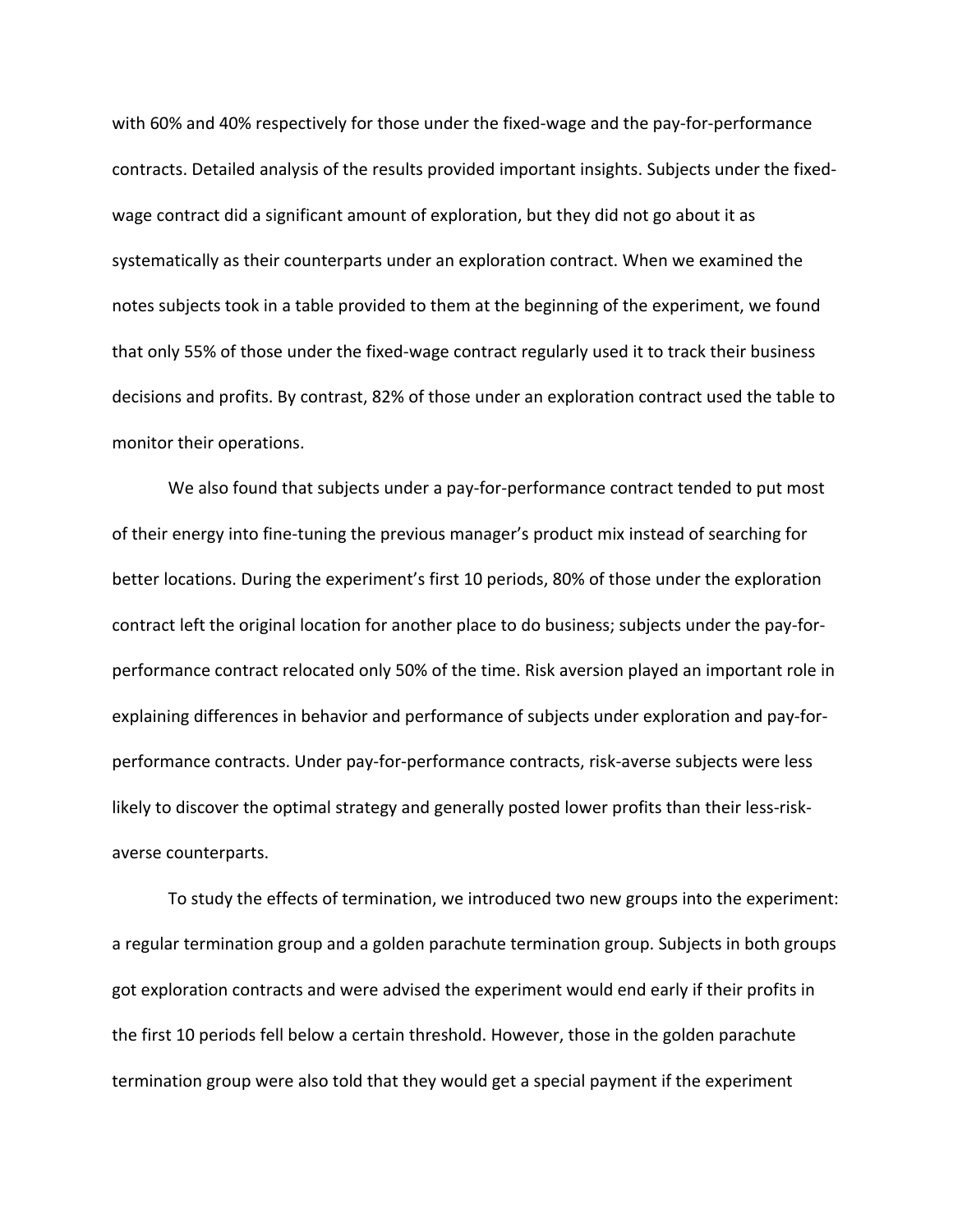with 60% and 40% respectively for those under the fixed-wage and the pay-for-performance contracts. Detailed analysis of the results provided important insights. Subjects under the fixed-wage contract did a significant amount of exploration, but they did not go about it as systematically as their counterparts under an exploration contract. When we examined the notes subjects took in a table provided to them at the beginning of the experiment, we found that only 55% of those under the fixed-wage contract regularly used it to track their business decisions and profits. By contrast, 82% of those under an exploration contract used the table to monitor their operations.

We also found that subjects under a pay-for-performance contract tended to put most of their energy into fine-tuning the previous manager's product mix instead of searching for better locations. During the experiment's first 10 periods, 80% of those under the exploration contract left the original location for another place to do business; subjects under the pay-for-performance contract relocated only 50% of the time. Risk aversion played an important role in explaining differences in behavior and performance of subjects under exploration and pay-for-performance contracts. Under pay-for-performance contracts, risk-averse subjects were less likely to discover the optimal strategy and generally posted lower profits than their less-risk-averse counterparts.

To study the effects of termination, we introduced two new groups into the experiment: a regular termination group and a golden parachute termination group. Subjects in both groups got exploration contracts and were advised the experiment would end early if their profits in the first 10 periods fell below a certain threshold. However, those in the golden parachute termination group were also told that they would get a special payment if the experiment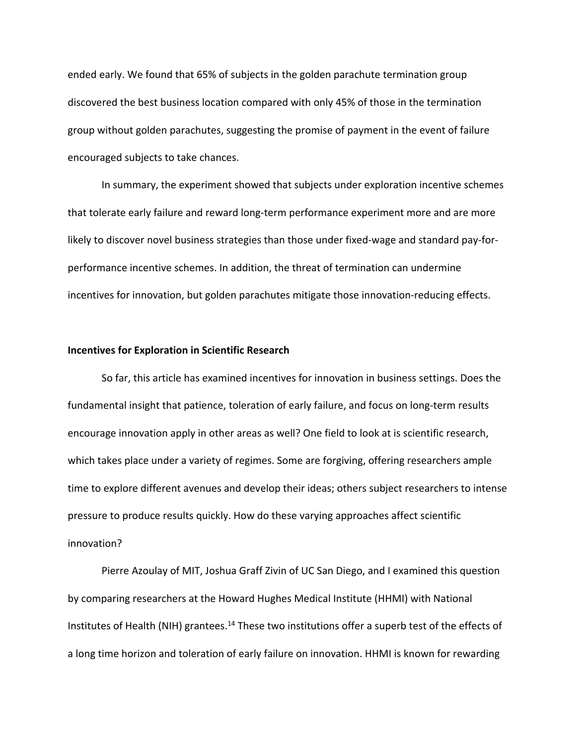ended early. We found that 65% of subjects in the golden parachute termination group discovered the best business location compared with only 45% of those in the termination group without golden parachutes, suggesting the promise of payment in the event of failure encouraged subjects to take chances.

In summary, the experiment showed that subjects under exploration incentive schemes that tolerate early failure and reward long-term performance experiment more and are more likely to discover novel business strategies than those under fixed-wage and standard pay-for-performance incentive schemes. In addition, the threat of termination can undermine incentives for innovation, but golden parachutes mitigate those innovation-reducing effects.

**Incentives for Exploration in Scientific Research**

So far, this article has examined incentives for innovation in business settings. Does the fundamental insight that patience, toleration of early failure, and focus on long-term results encourage innovation apply in other areas as well? One field to look at is scientific research, which takes place under a variety of regimes. Some are forgiving, offering researchers ample time to explore different avenues and develop their ideas; others subject researchers to intense pressure to produce results quickly. How do these varying approaches affect scientific innovation?

Pierre Azoulay of MIT, Joshua Graff Zivin of UC San Diego, and I examined this question by comparing researchers at the Howard Hughes Medical Institute (HHMI) with National Institutes of Health (NIH) grantees.[14] These two institutions offer a superb test of the effects of a long time horizon and toleration of early failure on innovation. HHMI is known for rewarding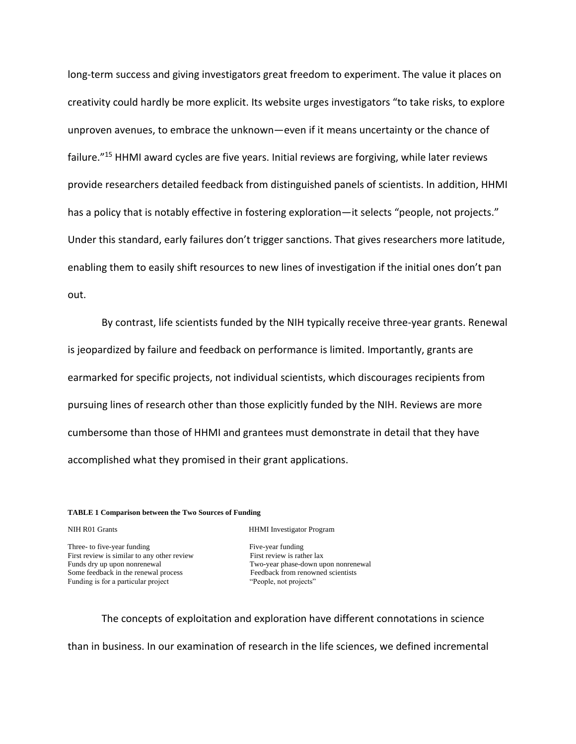long-term success and giving investigators great freedom to experiment. The value it places on creativity could hardly be more explicit. Its website urges investigators "to take risks, to explore unproven avenues, to embrace the unknown—even if it means uncertainty or the chance of failure."[15] HHMI award cycles are five years. Initial reviews are forgiving, while later reviews provide researchers detailed feedback from distinguished panels of scientists. In addition, HHMI has a policy that is notably effective in fostering exploration—it selects "people, not projects." Under this standard, early failures don't trigger sanctions. That gives researchers more latitude, enabling them to easily shift resources to new lines of investigation if the initial ones don't pan out.

By contrast, life scientists funded by the NIH typically receive three-year grants. Renewal is jeopardized by failure and feedback on performance is limited. Importantly, grants are earmarked for specific projects, not individual scientists, which discourages recipients from pursuing lines of research other than those explicitly funded by the NIH. Reviews are more cumbersome than those of HHMI and grantees must demonstrate in detail that they have accomplished what they promised in their grant applications.

**TABLE 1 Comparison between the Two Sources of Funding**

| NIH R01 Grants | HHMI Investigator Program |
|---|---|
| Three- to five-year funding | Five-year funding |
| First review is similar to any other review | First review is rather lax |
| Funds dry up upon nonrenewal | Two-year phase-down upon nonrenewal |
| Some feedback in the renewal process | Feedback from renowned scientists |
| Funding is for a particular project | "People, not projects" |

The concepts of exploitation and exploration have different connotations in science than in business. In our examination of research in the life sciences, we defined incremental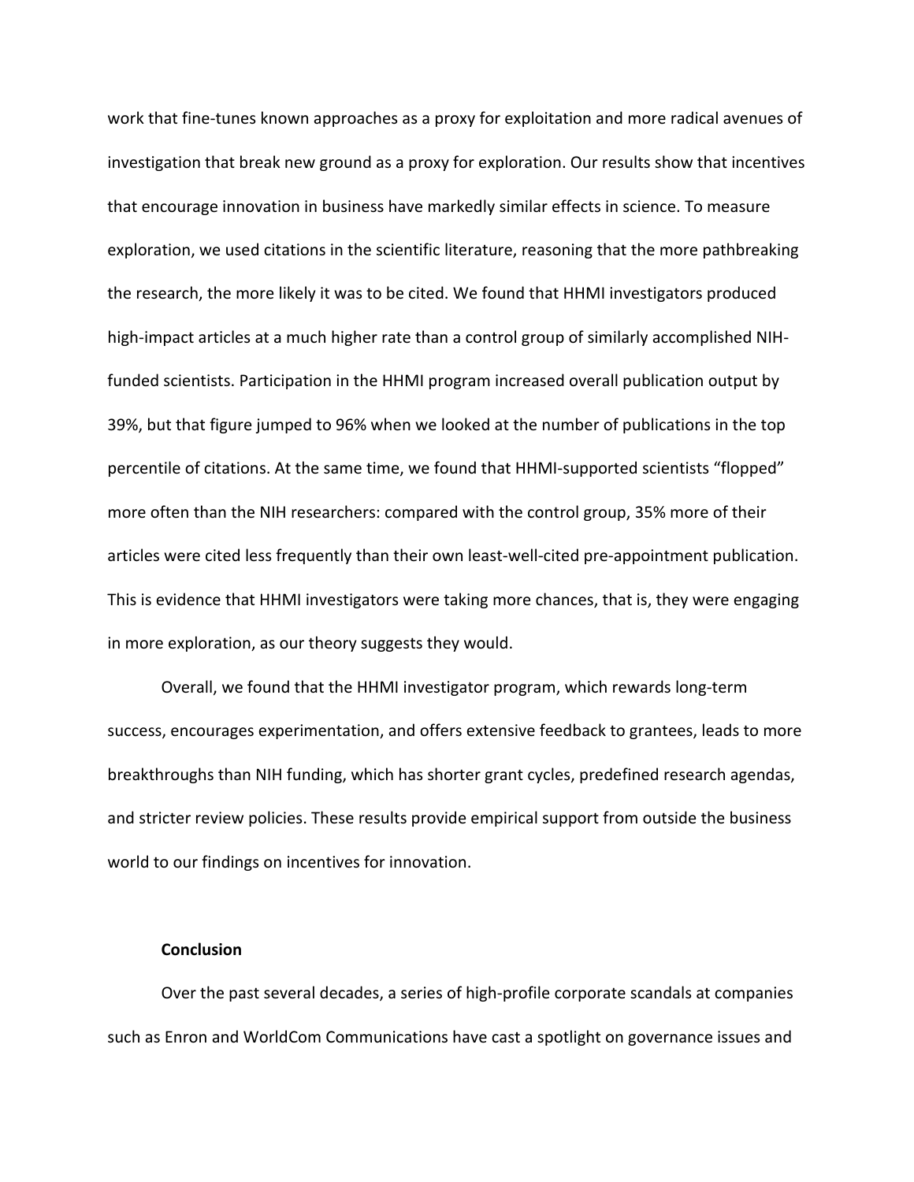work that fine-tunes known approaches as a proxy for exploitation and more radical avenues of investigation that break new ground as a proxy for exploration. Our results show that incentives that encourage innovation in business have markedly similar effects in science. To measure exploration, we used citations in the scientific literature, reasoning that the more pathbreaking the research, the more likely it was to be cited. We found that HHMI investigators produced high-impact articles at a much higher rate than a control group of similarly accomplished NIH-funded scientists. Participation in the HHMI program increased overall publication output by 39%, but that figure jumped to 96% when we looked at the number of publications in the top percentile of citations. At the same time, we found that HHMI-supported scientists "flopped" more often than the NIH researchers: compared with the control group, 35% more of their articles were cited less frequently than their own least-well-cited pre-appointment publication. This is evidence that HHMI investigators were taking more chances, that is, they were engaging in more exploration, as our theory suggests they would.

Overall, we found that the HHMI investigator program, which rewards long-term success, encourages experimentation, and offers extensive feedback to grantees, leads to more breakthroughs than NIH funding, which has shorter grant cycles, predefined research agendas, and stricter review policies. These results provide empirical support from outside the business world to our findings on incentives for innovation.

## Conclusion

Over the past several decades, a series of high-profile corporate scandals at companies such as Enron and WorldCom Communications have cast a spotlight on governance issues and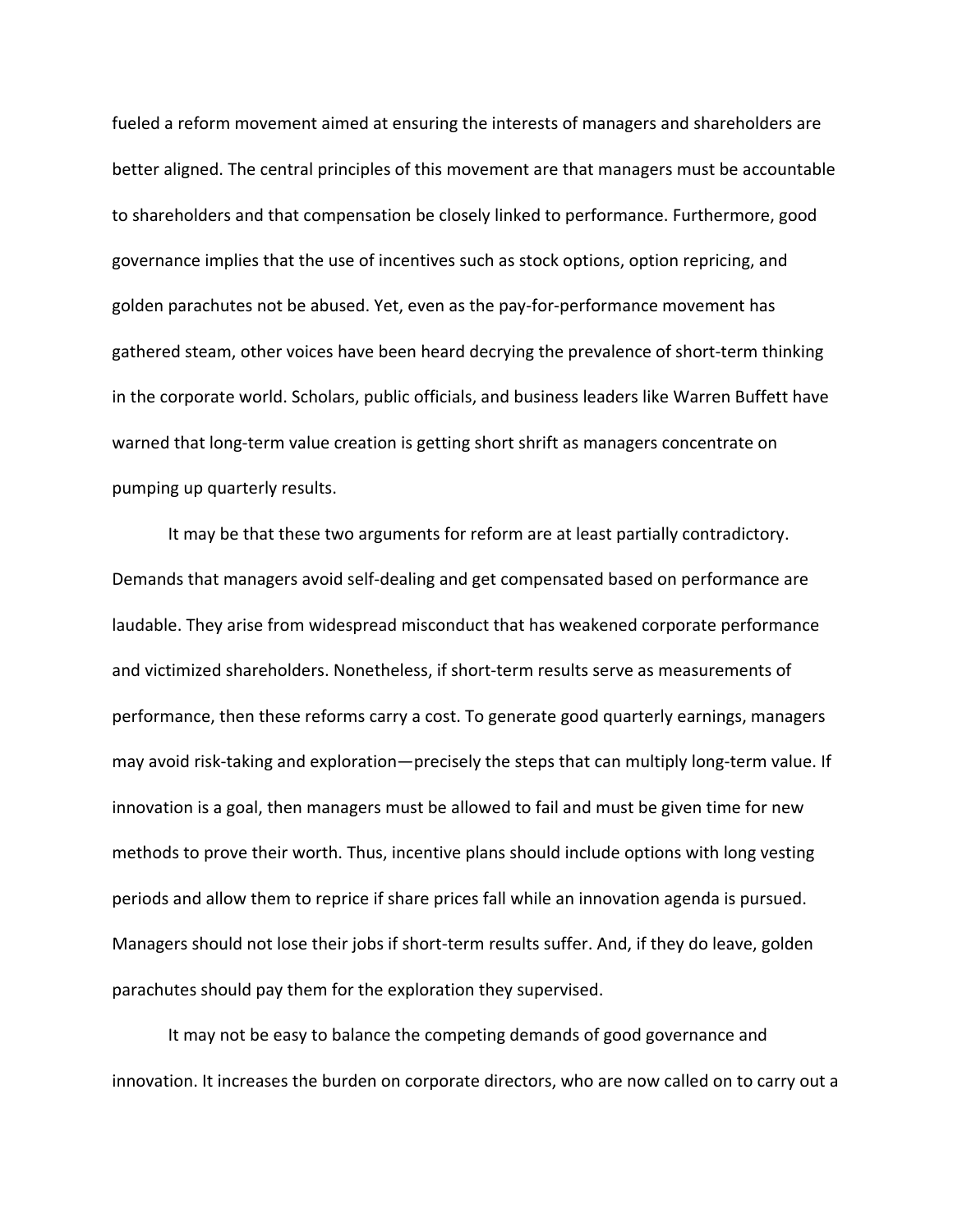fueled a reform movement aimed at ensuring the interests of managers and shareholders are better aligned. The central principles of this movement are that managers must be accountable to shareholders and that compensation be closely linked to performance. Furthermore, good governance implies that the use of incentives such as stock options, option repricing, and golden parachutes not be abused. Yet, even as the pay-for-performance movement has gathered steam, other voices have been heard decrying the prevalence of short-term thinking in the corporate world. Scholars, public officials, and business leaders like Warren Buffett have warned that long-term value creation is getting short shrift as managers concentrate on pumping up quarterly results.

It may be that these two arguments for reform are at least partially contradictory. Demands that managers avoid self-dealing and get compensated based on performance are laudable. They arise from widespread misconduct that has weakened corporate performance and victimized shareholders. Nonetheless, if short-term results serve as measurements of performance, then these reforms carry a cost. To generate good quarterly earnings, managers may avoid risk-taking and exploration—precisely the steps that can multiply long-term value. If innovation is a goal, then managers must be allowed to fail and must be given time for new methods to prove their worth. Thus, incentive plans should include options with long vesting periods and allow them to reprice if share prices fall while an innovation agenda is pursued. Managers should not lose their jobs if short-term results suffer. And, if they do leave, golden parachutes should pay them for the exploration they supervised.

It may not be easy to balance the competing demands of good governance and innovation. It increases the burden on corporate directors, who are now called on to carry out a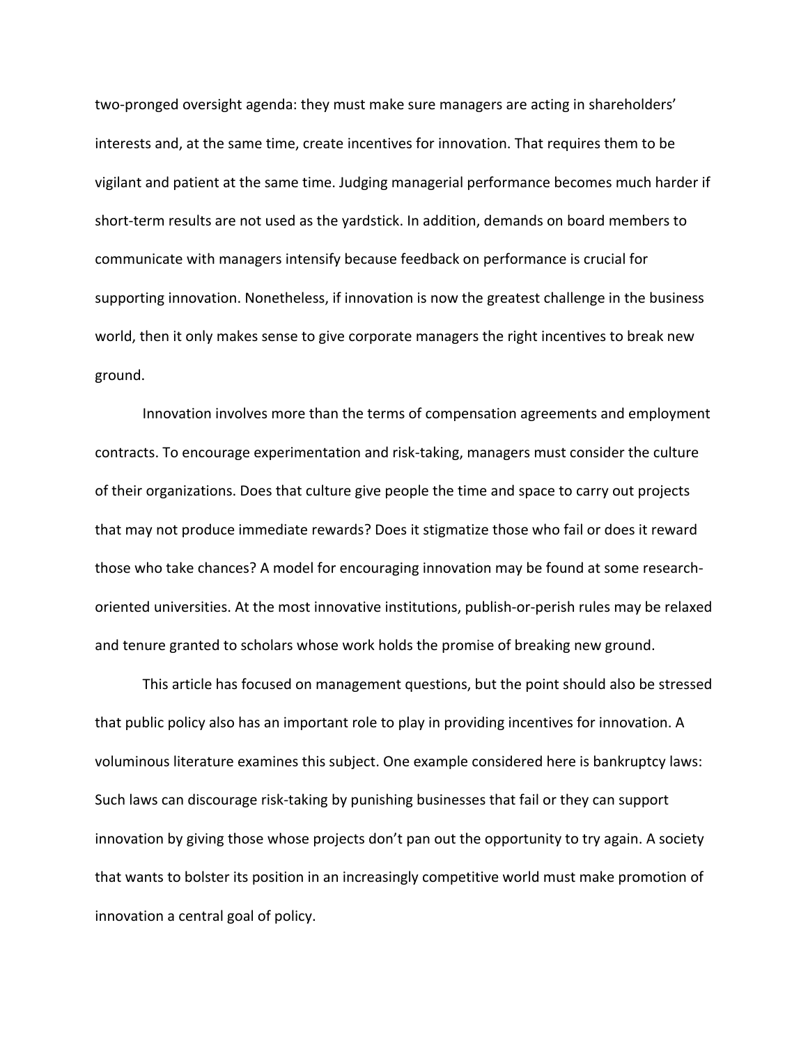two-pronged oversight agenda: they must make sure managers are acting in shareholders' interests and, at the same time, create incentives for innovation. That requires them to be vigilant and patient at the same time. Judging managerial performance becomes much harder if short-term results are not used as the yardstick. In addition, demands on board members to communicate with managers intensify because feedback on performance is crucial for supporting innovation. Nonetheless, if innovation is now the greatest challenge in the business world, then it only makes sense to give corporate managers the right incentives to break new ground.

Innovation involves more than the terms of compensation agreements and employment contracts. To encourage experimentation and risk-taking, managers must consider the culture of their organizations. Does that culture give people the time and space to carry out projects that may not produce immediate rewards? Does it stigmatize those who fail or does it reward those who take chances? A model for encouraging innovation may be found at some research-oriented universities. At the most innovative institutions, publish-or-perish rules may be relaxed and tenure granted to scholars whose work holds the promise of breaking new ground.

This article has focused on management questions, but the point should also be stressed that public policy also has an important role to play in providing incentives for innovation. A voluminous literature examines this subject. One example considered here is bankruptcy laws: Such laws can discourage risk-taking by punishing businesses that fail or they can support innovation by giving those whose projects don't pan out the opportunity to try again. A society that wants to bolster its position in an increasingly competitive world must make promotion of innovation a central goal of policy.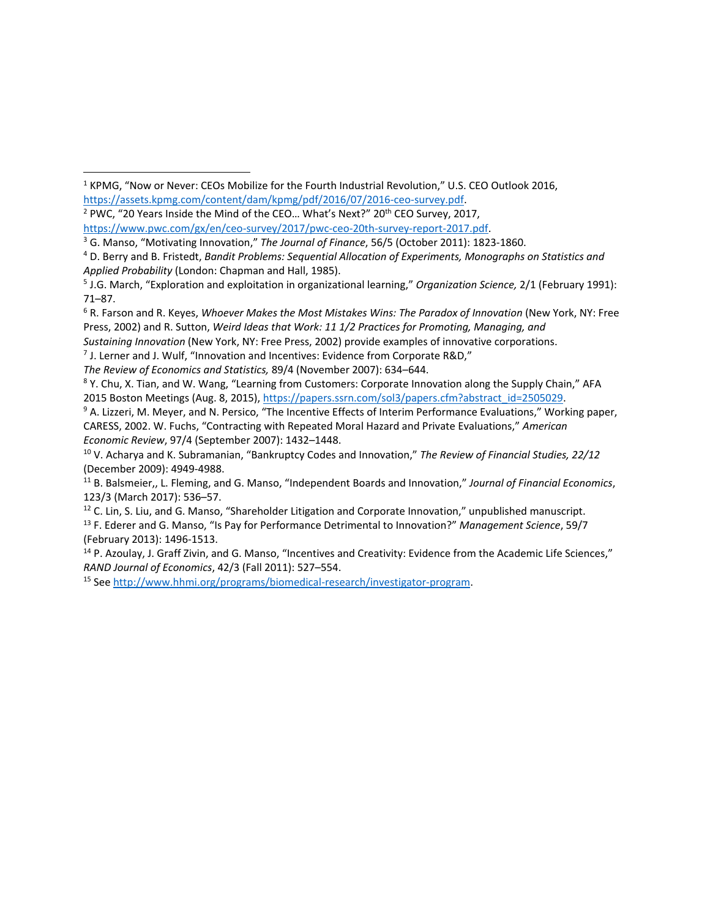---

[1] KPMG, “Now or Never: CEOs Mobilize for the Fourth Industrial Revolution,” U.S. CEO Outlook 2016, https://assets.kpmg.com/content/dam/kpmg/pdf/2016/07/2016-ceo-survey.pdf.

[2] PWC, “20 Years Inside the Mind of the CEO… What’s Next?” 20th CEO Survey, 2017, https://www.pwc.com/gx/en/ceo-survey/2017/pwc-ceo-20th-survey-report-2017.pdf.

[3] G. Manso, “Motivating Innovation,” *The Journal of Finance*, 56/5 (October 2011): 1823-1860.

[4] D. Berry and B. Fristedt, *Bandit Problems: Sequential Allocation of Experiments, Monographs on Statistics and Applied Probability* (London: Chapman and Hall, 1985).

[5] J.G. March, “Exploration and exploitation in organizational learning,” *Organization Science,* 2/1 (February 1991): 71–87.

[6] R. Farson and R. Keyes, *Whoever Makes the Most Mistakes Wins: The Paradox of Innovation* (New York, NY: Free Press, 2002) and R. Sutton, *Weird Ideas that Work: 11 1/2 Practices for Promoting, Managing, and Sustaining Innovation* (New York, NY: Free Press, 2002) provide examples of innovative corporations.

[7] J. Lerner and J. Wulf, “Innovation and Incentives: Evidence from Corporate R&D,” *The Review of Economics and Statistics,* 89/4 (November 2007): 634–644.

[8] Y. Chu, X. Tian, and W. Wang, “Learning from Customers: Corporate Innovation along the Supply Chain,” AFA 2015 Boston Meetings (Aug. 8, 2015), https://papers.ssrn.com/sol3/papers.cfm?abstract_id=2505029.

[9] A. Lizzeri, M. Meyer, and N. Persico, “The Incentive Effects of Interim Performance Evaluations,” Working paper, CARESS, 2002. W. Fuchs, “Contracting with Repeated Moral Hazard and Private Evaluations,” *American Economic Review*, 97/4 (September 2007): 1432–1448.

[10] V. Acharya and K. Subramanian, “Bankruptcy Codes and Innovation,” *The Review of Financial Studies, 22/12* (December 2009): 4949-4988.

[11] B. Balsmeier,, L. Fleming, and G. Manso, “Independent Boards and Innovation,” *Journal of Financial Economics*, 123/3 (March 2017): 536–57.

[12] C. Lin, S. Liu, and G. Manso, “Shareholder Litigation and Corporate Innovation,” unpublished manuscript.

[13] F. Ederer and G. Manso, “Is Pay for Performance Detrimental to Innovation?” *Management Science*, 59/7 (February 2013): 1496-1513.

[14] P. Azoulay, J. Graff Zivin, and G. Manso, “Incentives and Creativity: Evidence from the Academic Life Sciences,” *RAND Journal of Economics*, 42/3 (Fall 2011): 527–554.

[15] See http://www.hhmi.org/programs/biomedical-research/investigator-program.